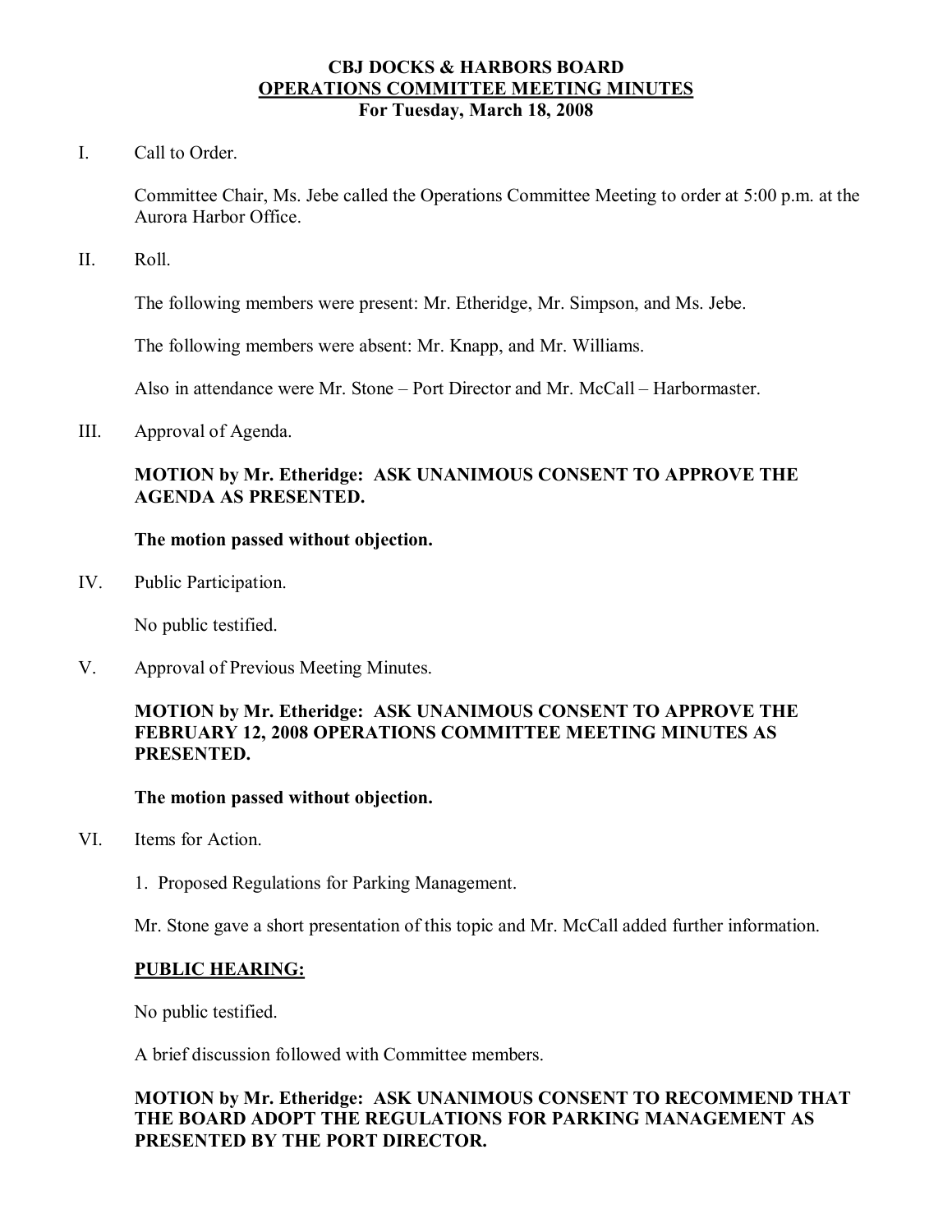# CBJ DOCKS & HARBORS BOARD
## OPERATIONS COMMITTEE MEETING MINUTES
### For Tuesday, March 18, 2008

I. Call to Order.

Committee Chair, Ms. Jebe called the Operations Committee Meeting to order at 5:00 p.m. at the Aurora Harbor Office.

II. Roll.

The following members were present: Mr. Etheridge, Mr. Simpson, and Ms. Jebe.

The following members were absent: Mr. Knapp, and Mr. Williams.

Also in attendance were Mr. Stone – Port Director and Mr. McCall – Harbormaster.

III. Approval of Agenda.

**MOTION by Mr. Etheridge: ASK UNANIMOUS CONSENT TO APPROVE THE AGENDA AS PRESENTED.**

**The motion passed without objection.**

IV. Public Participation.

No public testified.

V. Approval of Previous Meeting Minutes.

**MOTION by Mr. Etheridge: ASK UNANIMOUS CONSENT TO APPROVE THE FEBRUARY 12, 2008 OPERATIONS COMMITTEE MEETING MINUTES AS PRESENTED.**

**The motion passed without objection.**

VI. Items for Action.

1. Proposed Regulations for Parking Management.

Mr. Stone gave a short presentation of this topic and Mr. McCall added further information.

**PUBLIC HEARING:**

No public testified.

A brief discussion followed with Committee members.

**MOTION by Mr. Etheridge: ASK UNANIMOUS CONSENT TO RECOMMEND THAT THE BOARD ADOPT THE REGULATIONS FOR PARKING MANAGEMENT AS PRESENTED BY THE PORT DIRECTOR.**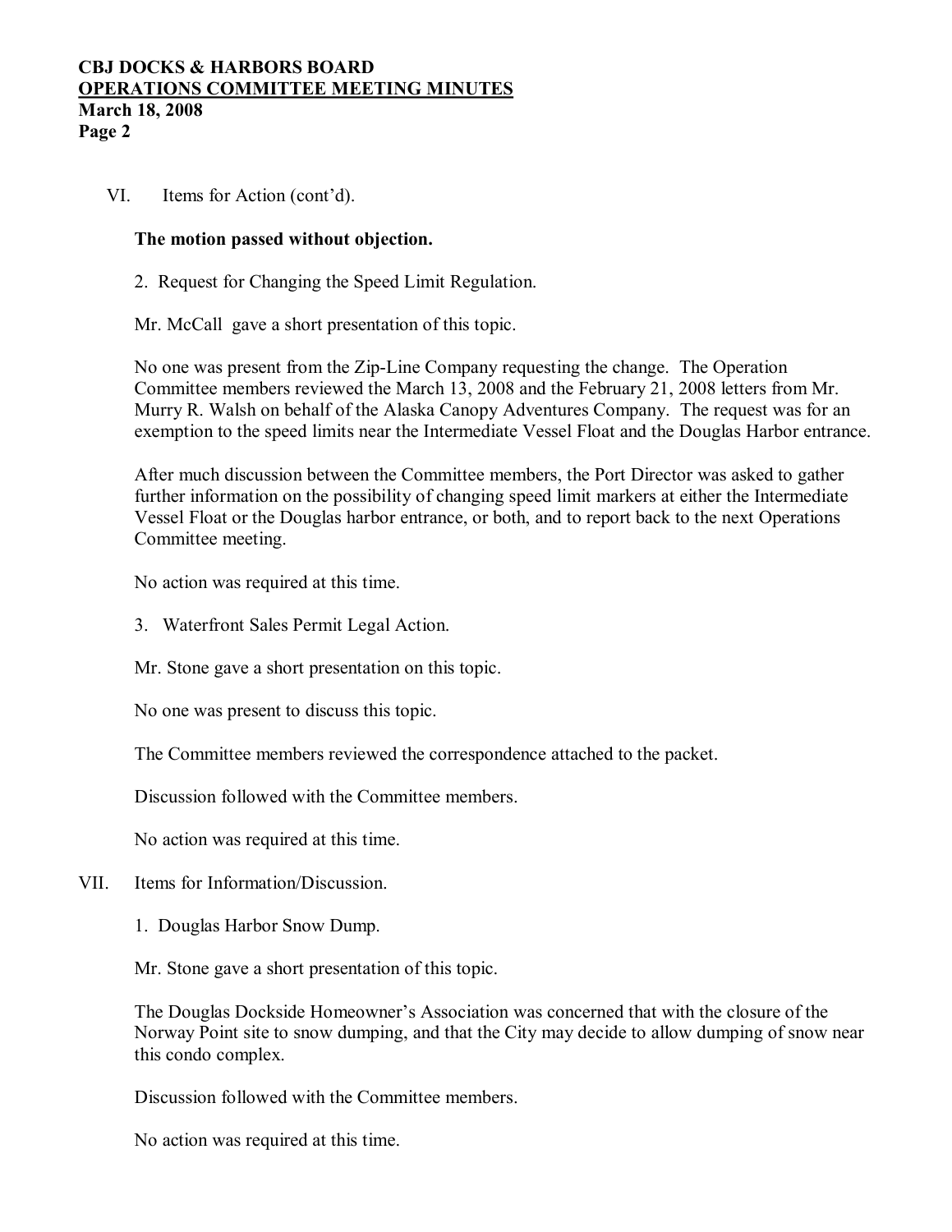VI. Items for Action (cont'd).

**The motion passed without objection.**

2. Request for Changing the Speed Limit Regulation.

Mr. McCall gave a short presentation of this topic.

No one was present from the Zip-Line Company requesting the change. The Operation Committee members reviewed the March 13, 2008 and the February 21, 2008 letters from Mr. Murry R. Walsh on behalf of the Alaska Canopy Adventures Company. The request was for an exemption to the speed limits near the Intermediate Vessel Float and the Douglas Harbor entrance.

After much discussion between the Committee members, the Port Director was asked to gather further information on the possibility of changing speed limit markers at either the Intermediate Vessel Float or the Douglas harbor entrance, or both, and to report back to the next Operations Committee meeting.

No action was required at this time.

3. Waterfront Sales Permit Legal Action.

Mr. Stone gave a short presentation on this topic.

No one was present to discuss this topic.

The Committee members reviewed the correspondence attached to the packet.

Discussion followed with the Committee members.

No action was required at this time.

VII. Items for Information/Discussion.

1. Douglas Harbor Snow Dump.

Mr. Stone gave a short presentation of this topic.

The Douglas Dockside Homeowner's Association was concerned that with the closure of the Norway Point site to snow dumping, and that the City may decide to allow dumping of snow near this condo complex.

Discussion followed with the Committee members.

No action was required at this time.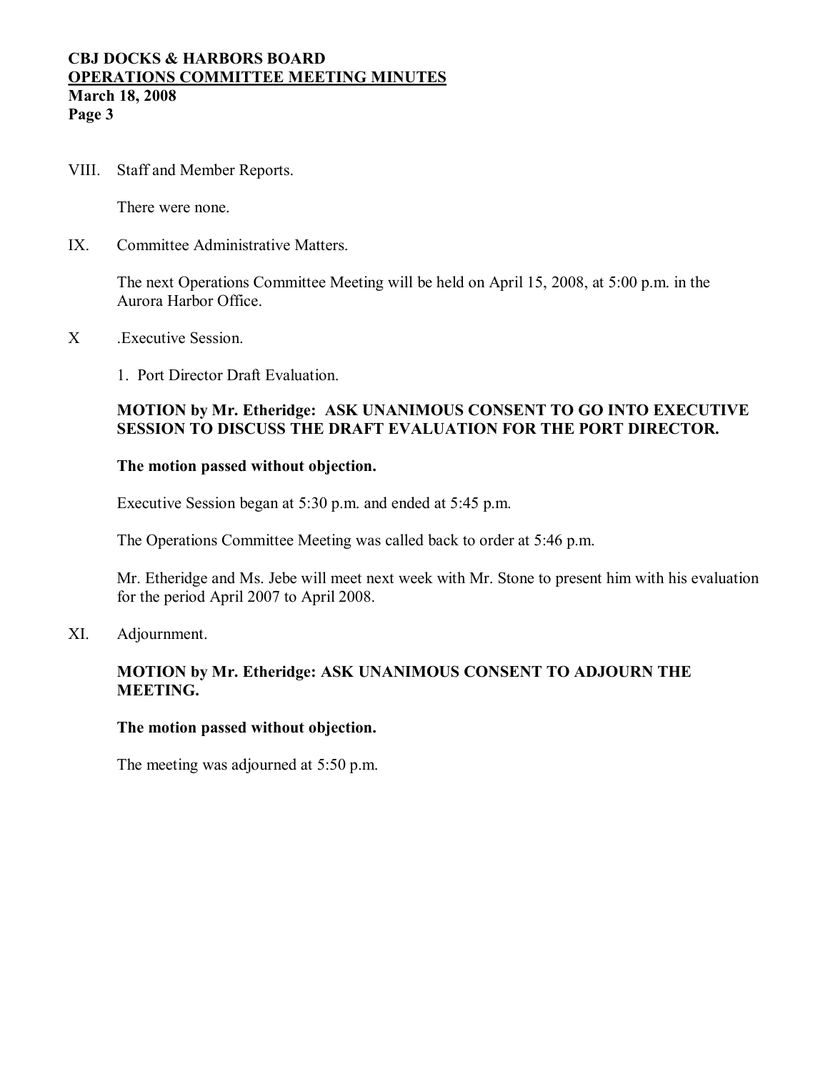VIII. Staff and Member Reports.

There were none.

IX. Committee Administrative Matters.

The next Operations Committee Meeting will be held on April 15, 2008, at 5:00 p.m. in the Aurora Harbor Office.

X .Executive Session.

1. Port Director Draft Evaluation.

**MOTION by Mr. Etheridge: ASK UNANIMOUS CONSENT TO GO INTO EXECUTIVE SESSION TO DISCUSS THE DRAFT EVALUATION FOR THE PORT DIRECTOR.**

**The motion passed without objection.**

Executive Session began at 5:30 p.m. and ended at 5:45 p.m.

The Operations Committee Meeting was called back to order at 5:46 p.m.

Mr. Etheridge and Ms. Jebe will meet next week with Mr. Stone to present him with his evaluation for the period April 2007 to April 2008.

XI. Adjournment.

**MOTION by Mr. Etheridge: ASK UNANIMOUS CONSENT TO ADJOURN THE MEETING.**

**The motion passed without objection.**

The meeting was adjourned at 5:50 p.m.